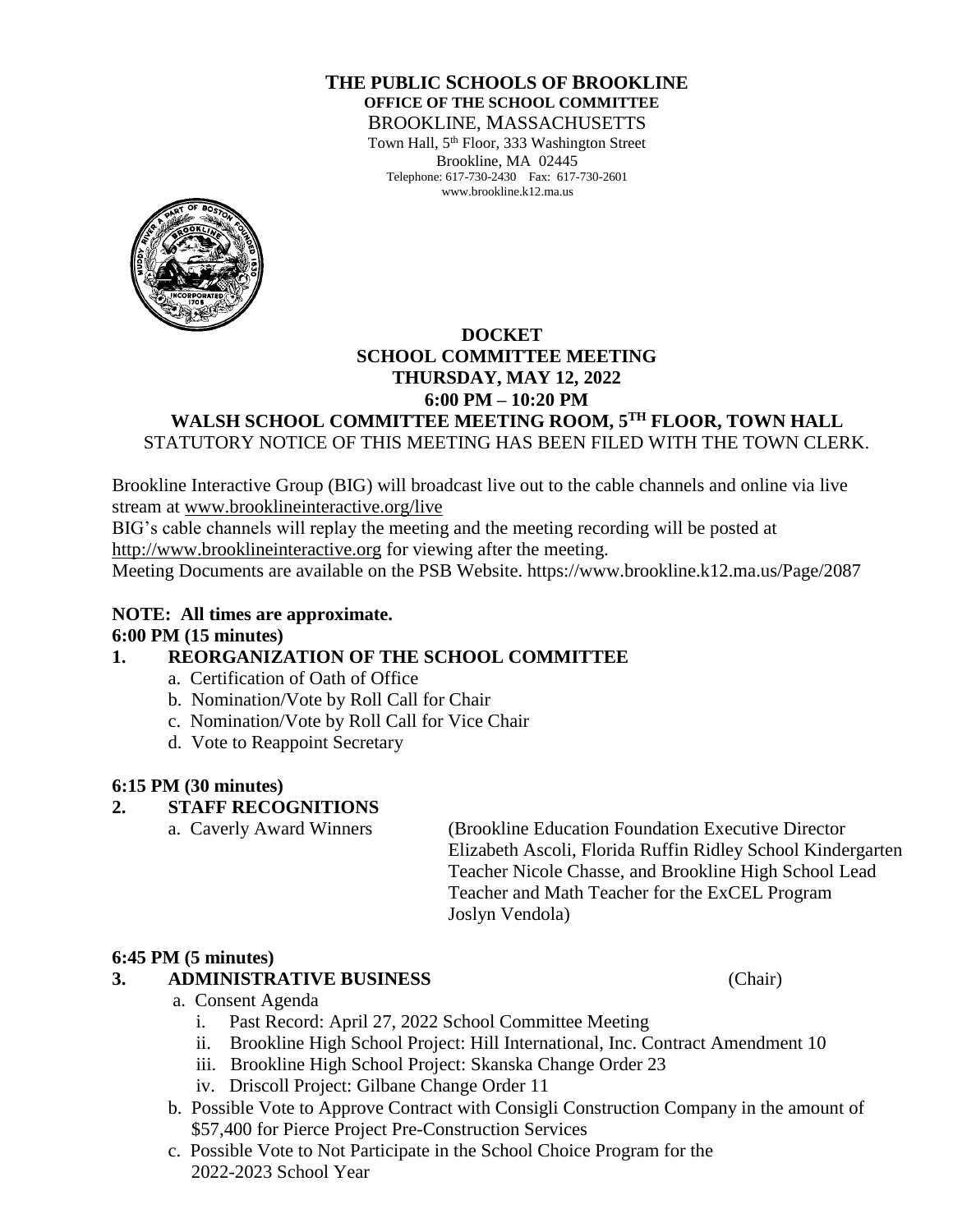**THE PUBLIC SCHOOLS OF BROOKLINE**
**OFFICE OF THE SCHOOL COMMITTEE**
BROOKLINE, MASSACHUSETTS
Town Hall, 5th Floor, 333 Washington Street
Brookline, MA 02445
Telephone: 617-730-2430 Fax: 617-730-2601
www.brookline.k12.ma.us

# DOCKET
## SCHOOL COMMITTEE MEETING
## THURSDAY, MAY 12, 2022
## 6:00 PM – 10:20 PM
## WALSH SCHOOL COMMITTEE MEETING ROOM, 5TH FLOOR, TOWN HALL

STATUTORY NOTICE OF THIS MEETING HAS BEEN FILED WITH THE TOWN CLERK.

Brookline Interactive Group (BIG) will broadcast live out to the cable channels and online via live stream at www.brooklineinteractive.org/live
BIG's cable channels will replay the meeting and the meeting recording will be posted at http://www.brooklineinteractive.org for viewing after the meeting.
Meeting Documents are available on the PSB Website. https://www.brookline.k12.ma.us/Page/2087

**NOTE: All times are approximate.**

**6:00 PM (15 minutes)**

**1. REORGANIZATION OF THE SCHOOL COMMITTEE**
   a. Certification of Oath of Office
   b. Nomination/Vote by Roll Call for Chair
   c. Nomination/Vote by Roll Call for Vice Chair
   d. Vote to Reappoint Secretary

**6:15 PM (30 minutes)**

**2. STAFF RECOGNITIONS**
   a. Caverly Award Winners (Brookline Education Foundation Executive Director Elizabeth Ascoli, Florida Ruffin Ridley School Kindergarten Teacher Nicole Chasse, and Brookline High School Lead Teacher and Math Teacher for the ExCEL Program Joslyn Vendola)

**6:45 PM (5 minutes)**

**3. ADMINISTRATIVE BUSINESS** (Chair)
   a. Consent Agenda
      i. Past Record: April 27, 2022 School Committee Meeting
      ii. Brookline High School Project: Hill International, Inc. Contract Amendment 10
      iii. Brookline High School Project: Skanska Change Order 23
      iv. Driscoll Project: Gilbane Change Order 11
   b. Possible Vote to Approve Contract with Consigli Construction Company in the amount of $57,400 for Pierce Project Pre-Construction Services
   c. Possible Vote to Not Participate in the School Choice Program for the 2022-2023 School Year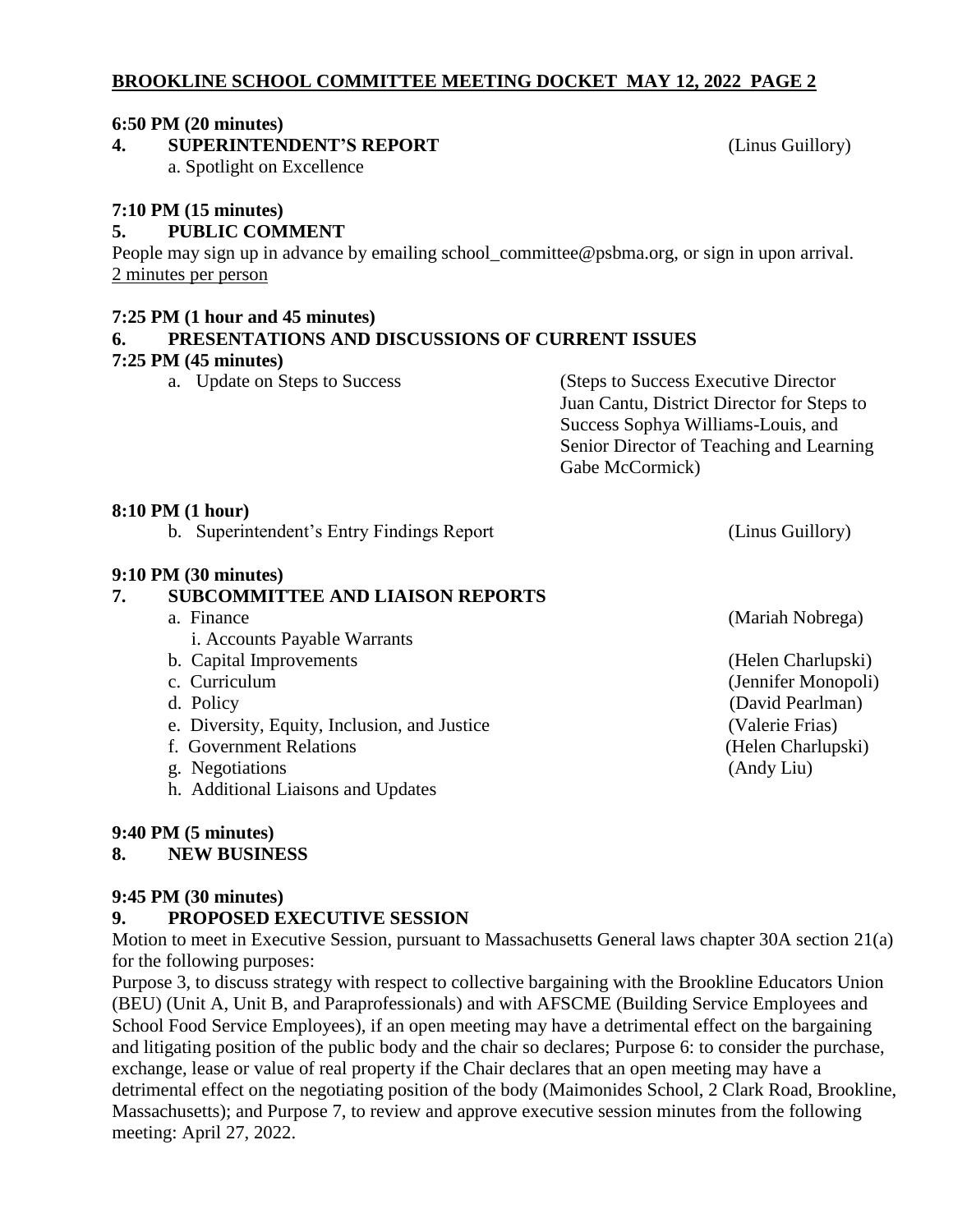**6:50 PM (20 minutes)**

**4. SUPERINTENDENT'S REPORT** (Linus Guillory)

a. Spotlight on Excellence

**7:10 PM (15 minutes)**

**5. PUBLIC COMMENT**

People may sign up in advance by emailing school_committee@psbma.org, or sign in upon arrival.
2 minutes per person

**7:25 PM (1 hour and 45 minutes)**

**6. PRESENTATIONS AND DISCUSSIONS OF CURRENT ISSUES**

**7:25 PM (45 minutes)**

a. Update on Steps to Success (Steps to Success Executive Director Juan Cantu, District Director for Steps to Success Sophya Williams-Louis, and Senior Director of Teaching and Learning Gabe McCormick)

**8:10 PM (1 hour)**

b. Superintendent's Entry Findings Report (Linus Guillory)

**9:10 PM (30 minutes)**

**7. SUBCOMMITTEE AND LIAISON REPORTS**

a. Finance (Mariah Nobrega)
   i. Accounts Payable Warrants
b. Capital Improvements (Helen Charlupski)
c. Curriculum (Jennifer Monopoli)
d. Policy (David Pearlman)
e. Diversity, Equity, Inclusion, and Justice (Valerie Frias)
f. Government Relations (Helen Charlupski)
g. Negotiations (Andy Liu)
h. Additional Liaisons and Updates

**9:40 PM (5 minutes)**

**8. NEW BUSINESS**

**9:45 PM (30 minutes)**

**9. PROPOSED EXECUTIVE SESSION**

Motion to meet in Executive Session, pursuant to Massachusetts General laws chapter 30A section 21(a) for the following purposes:

Purpose 3, to discuss strategy with respect to collective bargaining with the Brookline Educators Union (BEU) (Unit A, Unit B, and Paraprofessionals) and with AFSCME (Building Service Employees and School Food Service Employees), if an open meeting may have a detrimental effect on the bargaining and litigating position of the public body and the chair so declares; Purpose 6: to consider the purchase, exchange, lease or value of real property if the Chair declares that an open meeting may have a detrimental effect on the negotiating position of the body (Maimonides School, 2 Clark Road, Brookline, Massachusetts); and Purpose 7, to review and approve executive session minutes from the following meeting: April 27, 2022.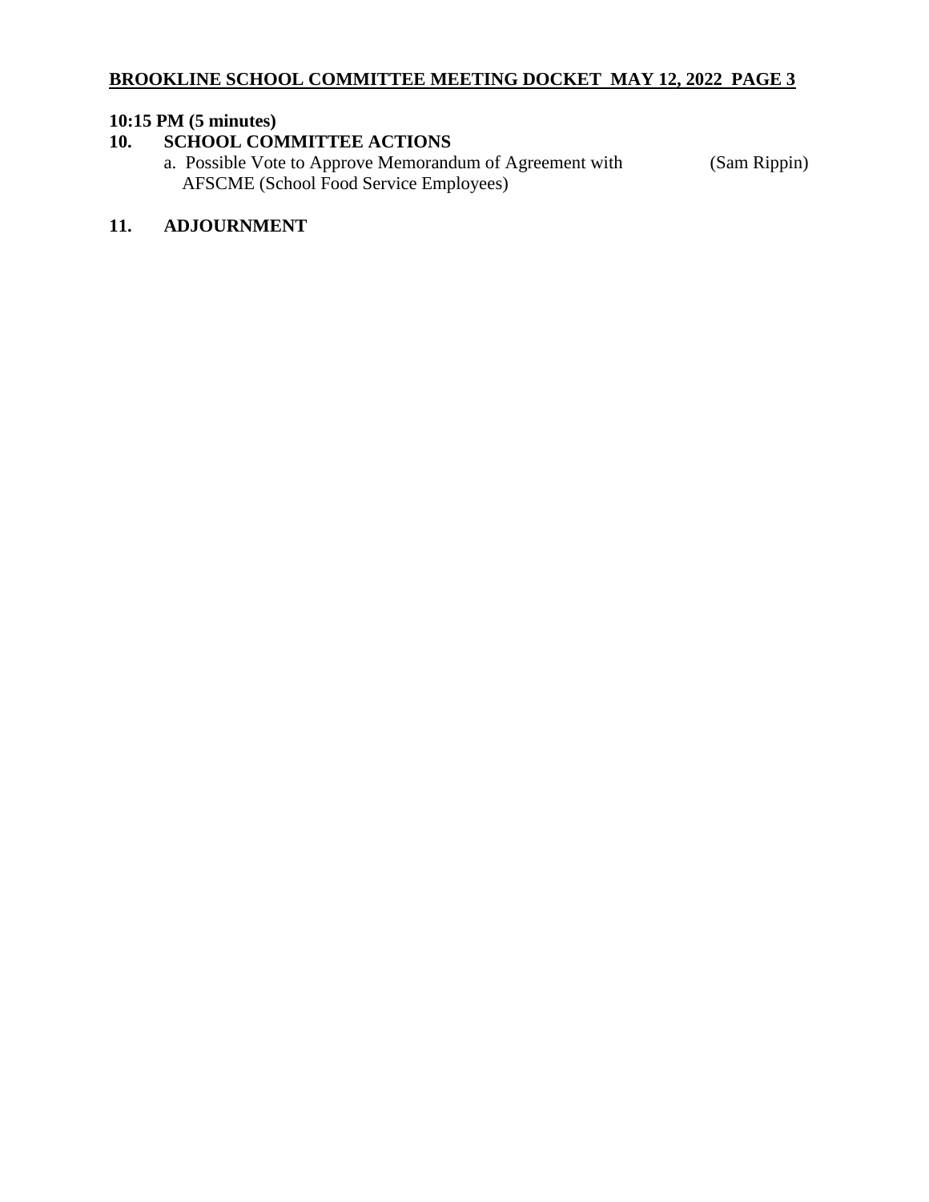**10:15 PM (5 minutes)**

**10. SCHOOL COMMITTEE ACTIONS**

a. Possible Vote to Approve Memorandum of Agreement with AFSCME (School Food Service Employees) (Sam Rippin)

**11. ADJOURNMENT**